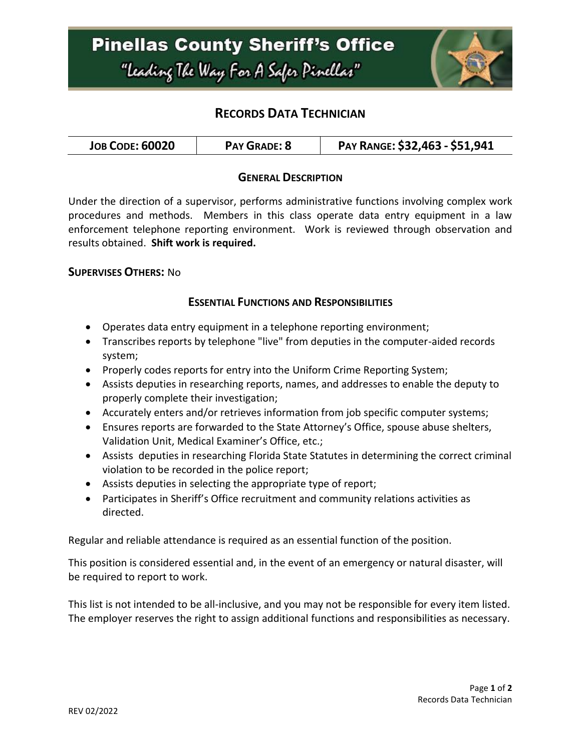# Pinellas County Sheriff's Office

"Leading The Way For A Safer Pinellas"

## RECORDS DATA TECHNICIAN

| JOB CODE: 60020 | PAY GRADE: 8 | PAY RANGE: $32,463 - $51,941 |
|---|---|---|

### GENERAL DESCRIPTION

Under the direction of a supervisor, performs administrative functions involving complex work procedures and methods. Members in this class operate data entry equipment in a law enforcement telephone reporting environment. Work is reviewed through observation and results obtained. **Shift work is required.**

**SUPERVISES OTHERS:** No

### ESSENTIAL FUNCTIONS AND RESPONSIBILITIES

- Operates data entry equipment in a telephone reporting environment;
- Transcribes reports by telephone "live" from deputies in the computer-aided records system;
- Properly codes reports for entry into the Uniform Crime Reporting System;
- Assists deputies in researching reports, names, and addresses to enable the deputy to properly complete their investigation;
- Accurately enters and/or retrieves information from job specific computer systems;
- Ensures reports are forwarded to the State Attorney's Office, spouse abuse shelters, Validation Unit, Medical Examiner's Office, etc.;
- Assists deputies in researching Florida State Statutes in determining the correct criminal violation to be recorded in the police report;
- Assists deputies in selecting the appropriate type of report;
- Participates in Sheriff's Office recruitment and community relations activities as directed.

Regular and reliable attendance is required as an essential function of the position.

This position is considered essential and, in the event of an emergency or natural disaster, will be required to report to work.

This list is not intended to be all-inclusive, and you may not be responsible for every item listed. The employer reserves the right to assign additional functions and responsibilities as necessary.

REV 02/2022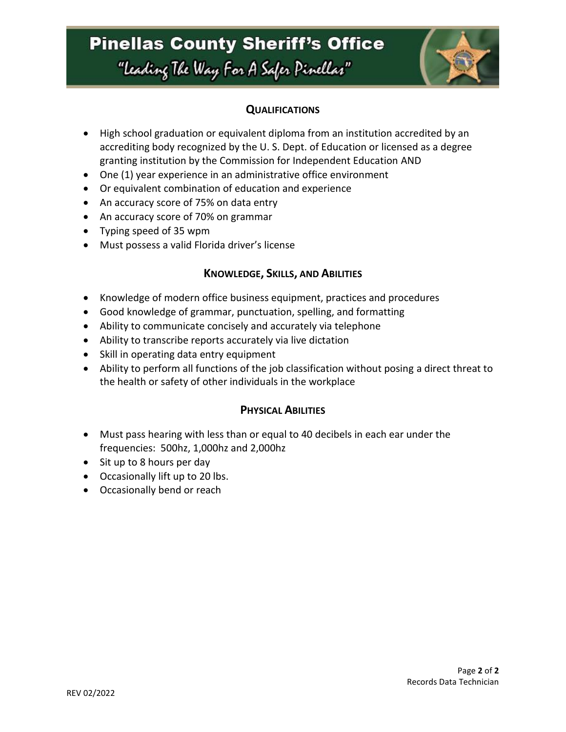## Qualifications

- High school graduation or equivalent diploma from an institution accredited by an accrediting body recognized by the U. S. Dept. of Education or licensed as a degree granting institution by the Commission for Independent Education AND
- One (1) year experience in an administrative office environment
- Or equivalent combination of education and experience
- An accuracy score of 75% on data entry
- An accuracy score of 70% on grammar
- Typing speed of 35 wpm
- Must possess a valid Florida driver's license

## Knowledge, Skills, and Abilities

- Knowledge of modern office business equipment, practices and procedures
- Good knowledge of grammar, punctuation, spelling, and formatting
- Ability to communicate concisely and accurately via telephone
- Ability to transcribe reports accurately via live dictation
- Skill in operating data entry equipment
- Ability to perform all functions of the job classification without posing a direct threat to the health or safety of other individuals in the workplace

## Physical Abilities

- Must pass hearing with less than or equal to 40 decibels in each ear under the frequencies: 500hz, 1,000hz and 2,000hz
- Sit up to 8 hours per day
- Occasionally lift up to 20 lbs.
- Occasionally bend or reach

REV 02/2022